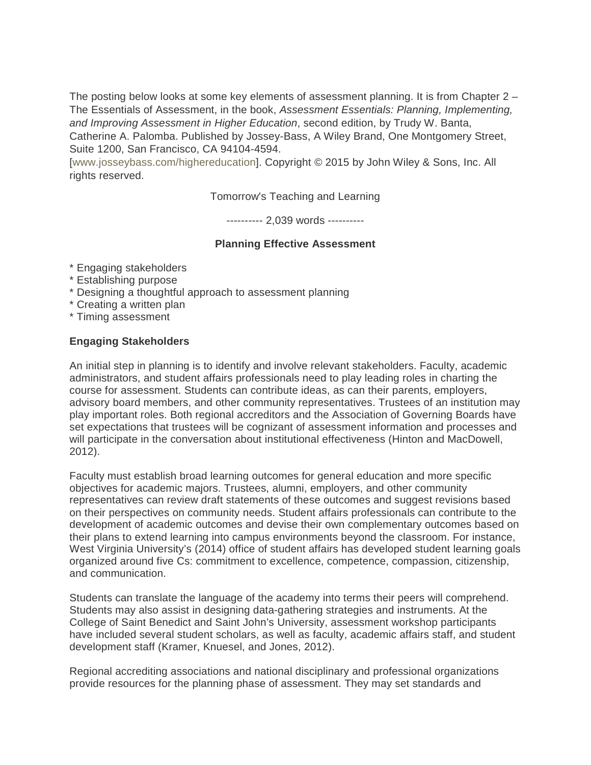The posting below looks at some key elements of assessment planning. It is from Chapter 2 – The Essentials of Assessment, in the book, *Assessment Essentials: Planning, Implementing, and Improving Assessment in Higher Education*, second edition, by Trudy W. Banta, Catherine A. Palomba. Published by Jossey-Bass, A Wiley Brand, One Montgomery Street, Suite 1200, San Francisco, CA 94104-4594. [www.josseybass.com/highereducation]. Copyright © 2015 by John Wiley & Sons, Inc. All rights reserved.

Tomorrow's Teaching and Learning

---------- 2,039 words ----------

**Planning Effective Assessment**

* Engaging stakeholders
* Establishing purpose
* Designing a thoughtful approach to assessment planning
* Creating a written plan
* Timing assessment

**Engaging Stakeholders**

An initial step in planning is to identify and involve relevant stakeholders. Faculty, academic administrators, and student affairs professionals need to play leading roles in charting the course for assessment. Students can contribute ideas, as can their parents, employers, advisory board members, and other community representatives. Trustees of an institution may play important roles. Both regional accreditors and the Association of Governing Boards have set expectations that trustees will be cognizant of assessment information and processes and will participate in the conversation about institutional effectiveness (Hinton and MacDowell, 2012).

Faculty must establish broad learning outcomes for general education and more specific objectives for academic majors. Trustees, alumni, employers, and other community representatives can review draft statements of these outcomes and suggest revisions based on their perspectives on community needs. Student affairs professionals can contribute to the development of academic outcomes and devise their own complementary outcomes based on their plans to extend learning into campus environments beyond the classroom. For instance, West Virginia University's (2014) office of student affairs has developed student learning goals organized around five Cs: commitment to excellence, competence, compassion, citizenship, and communication.

Students can translate the language of the academy into terms their peers will comprehend. Students may also assist in designing data-gathering strategies and instruments. At the College of Saint Benedict and Saint John's University, assessment workshop participants have included several student scholars, as well as faculty, academic affairs staff, and student development staff (Kramer, Knuesel, and Jones, 2012).

Regional accrediting associations and national disciplinary and professional organizations provide resources for the planning phase of assessment. They may set standards and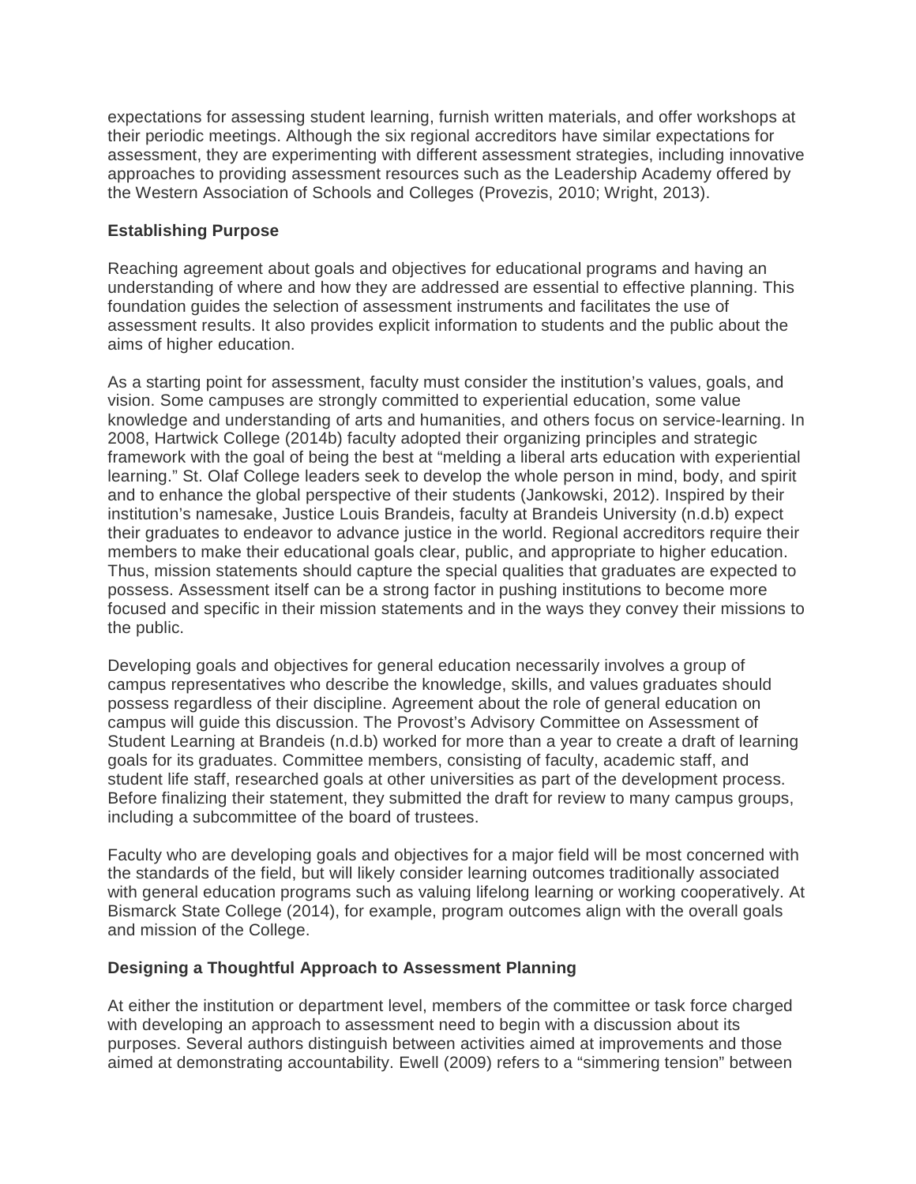expectations for assessing student learning, furnish written materials, and offer workshops at their periodic meetings. Although the six regional accreditors have similar expectations for assessment, they are experimenting with different assessment strategies, including innovative approaches to providing assessment resources such as the Leadership Academy offered by the Western Association of Schools and Colleges (Provezis, 2010; Wright, 2013).

**Establishing Purpose**

Reaching agreement about goals and objectives for educational programs and having an understanding of where and how they are addressed are essential to effective planning. This foundation guides the selection of assessment instruments and facilitates the use of assessment results. It also provides explicit information to students and the public about the aims of higher education.

As a starting point for assessment, faculty must consider the institution's values, goals, and vision. Some campuses are strongly committed to experiential education, some value knowledge and understanding of arts and humanities, and others focus on service-learning. In 2008, Hartwick College (2014b) faculty adopted their organizing principles and strategic framework with the goal of being the best at "melding a liberal arts education with experiential learning." St. Olaf College leaders seek to develop the whole person in mind, body, and spirit and to enhance the global perspective of their students (Jankowski, 2012). Inspired by their institution's namesake, Justice Louis Brandeis, faculty at Brandeis University (n.d.b) expect their graduates to endeavor to advance justice in the world. Regional accreditors require their members to make their educational goals clear, public, and appropriate to higher education. Thus, mission statements should capture the special qualities that graduates are expected to possess. Assessment itself can be a strong factor in pushing institutions to become more focused and specific in their mission statements and in the ways they convey their missions to the public.

Developing goals and objectives for general education necessarily involves a group of campus representatives who describe the knowledge, skills, and values graduates should possess regardless of their discipline. Agreement about the role of general education on campus will guide this discussion. The Provost's Advisory Committee on Assessment of Student Learning at Brandeis (n.d.b) worked for more than a year to create a draft of learning goals for its graduates. Committee members, consisting of faculty, academic staff, and student life staff, researched goals at other universities as part of the development process. Before finalizing their statement, they submitted the draft for review to many campus groups, including a subcommittee of the board of trustees.

Faculty who are developing goals and objectives for a major field will be most concerned with the standards of the field, but will likely consider learning outcomes traditionally associated with general education programs such as valuing lifelong learning or working cooperatively. At Bismarck State College (2014), for example, program outcomes align with the overall goals and mission of the College.

**Designing a Thoughtful Approach to Assessment Planning**

At either the institution or department level, members of the committee or task force charged with developing an approach to assessment need to begin with a discussion about its purposes. Several authors distinguish between activities aimed at improvements and those aimed at demonstrating accountability. Ewell (2009) refers to a "simmering tension" between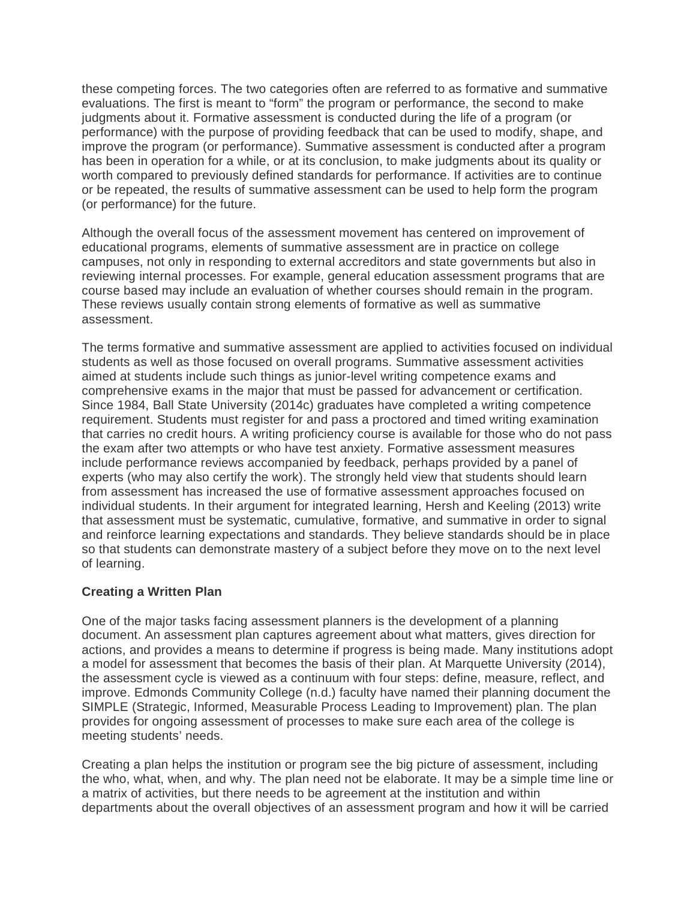these competing forces. The two categories often are referred to as formative and summative evaluations. The first is meant to "form" the program or performance, the second to make judgments about it. Formative assessment is conducted during the life of a program (or performance) with the purpose of providing feedback that can be used to modify, shape, and improve the program (or performance). Summative assessment is conducted after a program has been in operation for a while, or at its conclusion, to make judgments about its quality or worth compared to previously defined standards for performance. If activities are to continue or be repeated, the results of summative assessment can be used to help form the program (or performance) for the future.

Although the overall focus of the assessment movement has centered on improvement of educational programs, elements of summative assessment are in practice on college campuses, not only in responding to external accreditors and state governments but also in reviewing internal processes. For example, general education assessment programs that are course based may include an evaluation of whether courses should remain in the program. These reviews usually contain strong elements of formative as well as summative assessment.

The terms formative and summative assessment are applied to activities focused on individual students as well as those focused on overall programs. Summative assessment activities aimed at students include such things as junior-level writing competence exams and comprehensive exams in the major that must be passed for advancement or certification. Since 1984, Ball State University (2014c) graduates have completed a writing competence requirement. Students must register for and pass a proctored and timed writing examination that carries no credit hours. A writing proficiency course is available for those who do not pass the exam after two attempts or who have test anxiety. Formative assessment measures include performance reviews accompanied by feedback, perhaps provided by a panel of experts (who may also certify the work). The strongly held view that students should learn from assessment has increased the use of formative assessment approaches focused on individual students. In their argument for integrated learning, Hersh and Keeling (2013) write that assessment must be systematic, cumulative, formative, and summative in order to signal and reinforce learning expectations and standards. They believe standards should be in place so that students can demonstrate mastery of a subject before they move on to the next level of learning.

**Creating a Written Plan**

One of the major tasks facing assessment planners is the development of a planning document. An assessment plan captures agreement about what matters, gives direction for actions, and provides a means to determine if progress is being made. Many institutions adopt a model for assessment that becomes the basis of their plan. At Marquette University (2014), the assessment cycle is viewed as a continuum with four steps: define, measure, reflect, and improve. Edmonds Community College (n.d.) faculty have named their planning document the SIMPLE (Strategic, Informed, Measurable Process Leading to Improvement) plan. The plan provides for ongoing assessment of processes to make sure each area of the college is meeting students' needs.

Creating a plan helps the institution or program see the big picture of assessment, including the who, what, when, and why. The plan need not be elaborate. It may be a simple time line or a matrix of activities, but there needs to be agreement at the institution and within departments about the overall objectives of an assessment program and how it will be carried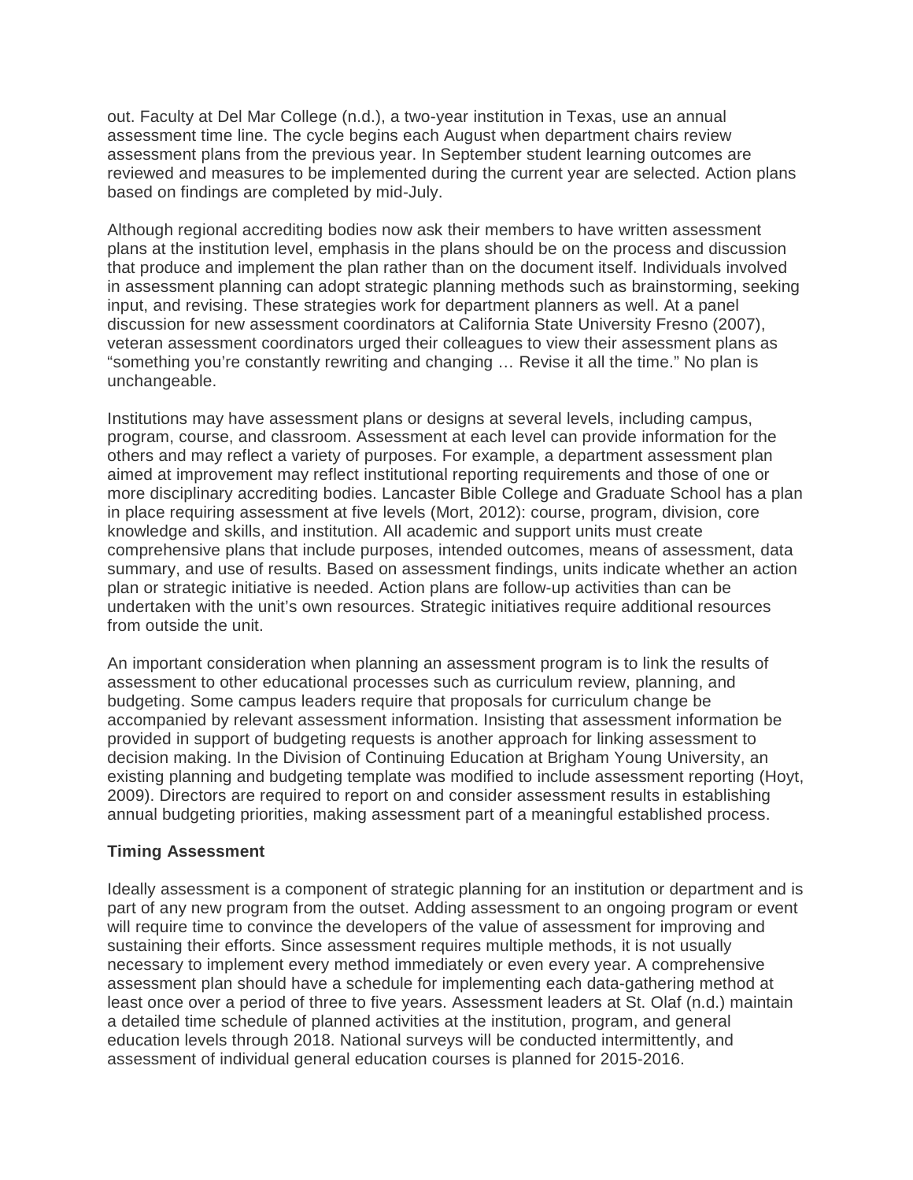out. Faculty at Del Mar College (n.d.), a two-year institution in Texas, use an annual assessment time line. The cycle begins each August when department chairs review assessment plans from the previous year. In September student learning outcomes are reviewed and measures to be implemented during the current year are selected. Action plans based on findings are completed by mid-July.

Although regional accrediting bodies now ask their members to have written assessment plans at the institution level, emphasis in the plans should be on the process and discussion that produce and implement the plan rather than on the document itself. Individuals involved in assessment planning can adopt strategic planning methods such as brainstorming, seeking input, and revising. These strategies work for department planners as well. At a panel discussion for new assessment coordinators at California State University Fresno (2007), veteran assessment coordinators urged their colleagues to view their assessment plans as "something you're constantly rewriting and changing … Revise it all the time." No plan is unchangeable.

Institutions may have assessment plans or designs at several levels, including campus, program, course, and classroom. Assessment at each level can provide information for the others and may reflect a variety of purposes. For example, a department assessment plan aimed at improvement may reflect institutional reporting requirements and those of one or more disciplinary accrediting bodies. Lancaster Bible College and Graduate School has a plan in place requiring assessment at five levels (Mort, 2012): course, program, division, core knowledge and skills, and institution. All academic and support units must create comprehensive plans that include purposes, intended outcomes, means of assessment, data summary, and use of results. Based on assessment findings, units indicate whether an action plan or strategic initiative is needed. Action plans are follow-up activities than can be undertaken with the unit's own resources. Strategic initiatives require additional resources from outside the unit.

An important consideration when planning an assessment program is to link the results of assessment to other educational processes such as curriculum review, planning, and budgeting. Some campus leaders require that proposals for curriculum change be accompanied by relevant assessment information. Insisting that assessment information be provided in support of budgeting requests is another approach for linking assessment to decision making. In the Division of Continuing Education at Brigham Young University, an existing planning and budgeting template was modified to include assessment reporting (Hoyt, 2009). Directors are required to report on and consider assessment results in establishing annual budgeting priorities, making assessment part of a meaningful established process.

**Timing Assessment**

Ideally assessment is a component of strategic planning for an institution or department and is part of any new program from the outset. Adding assessment to an ongoing program or event will require time to convince the developers of the value of assessment for improving and sustaining their efforts. Since assessment requires multiple methods, it is not usually necessary to implement every method immediately or even every year. A comprehensive assessment plan should have a schedule for implementing each data-gathering method at least once over a period of three to five years. Assessment leaders at St. Olaf (n.d.) maintain a detailed time schedule of planned activities at the institution, program, and general education levels through 2018. National surveys will be conducted intermittently, and assessment of individual general education courses is planned for 2015-2016.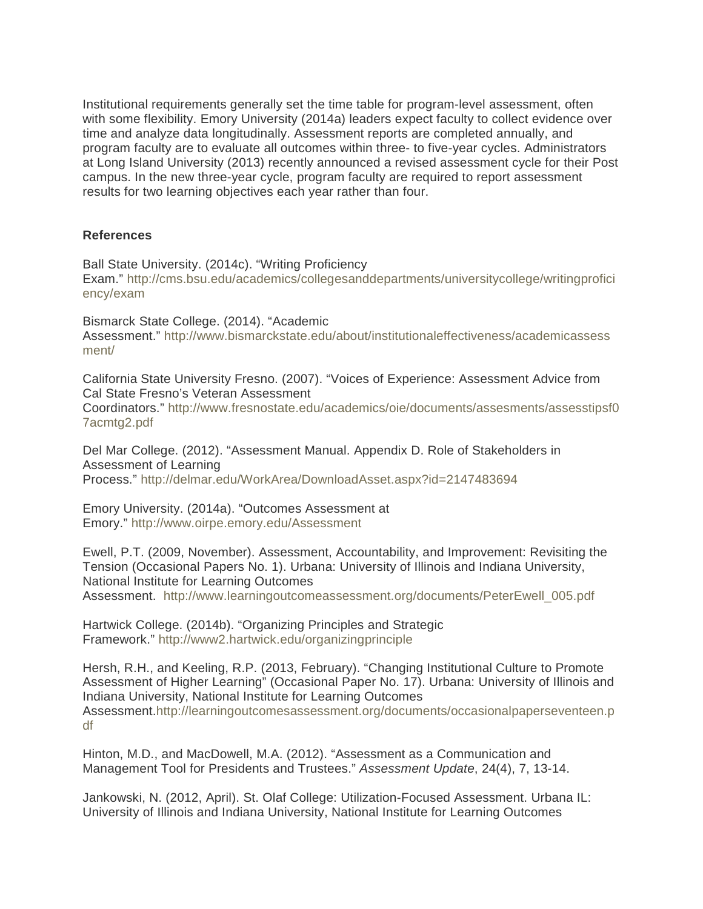Institutional requirements generally set the time table for program-level assessment, often with some flexibility. Emory University (2014a) leaders expect faculty to collect evidence over time and analyze data longitudinally. Assessment reports are completed annually, and program faculty are to evaluate all outcomes within three- to five-year cycles. Administrators at Long Island University (2013) recently announced a revised assessment cycle for their Post campus. In the new three-year cycle, program faculty are required to report assessment results for two learning objectives each year rather than four.

**References**

Ball State University. (2014c). "Writing Proficiency Exam." http://cms.bsu.edu/academics/collegesanddepartments/universitycollege/writingproficiency/exam

Bismarck State College. (2014). "Academic Assessment." http://www.bismarckstate.edu/about/institutionaleffectiveness/academicassessment/

California State University Fresno. (2007). "Voices of Experience: Assessment Advice from Cal State Fresno's Veteran Assessment Coordinators." http://www.fresnostate.edu/academics/oie/documents/assesments/assesstipsf07acmtg2.pdf

Del Mar College. (2012). "Assessment Manual. Appendix D. Role of Stakeholders in Assessment of Learning Process." http://delmar.edu/WorkArea/DownloadAsset.aspx?id=2147483694

Emory University. (2014a). "Outcomes Assessment at Emory." http://www.oirpe.emory.edu/Assessment

Ewell, P.T. (2009, November). Assessment, Accountability, and Improvement: Revisiting the Tension (Occasional Papers No. 1). Urbana: University of Illinois and Indiana University, National Institute for Learning Outcomes Assessment. http://www.learningoutcomeassessment.org/documents/PeterEwell_005.pdf

Hartwick College. (2014b). "Organizing Principles and Strategic Framework." http://www2.hartwick.edu/organizingprinciple

Hersh, R.H., and Keeling, R.P. (2013, February). "Changing Institutional Culture to Promote Assessment of Higher Learning" (Occasional Paper No. 17). Urbana: University of Illinois and Indiana University, National Institute for Learning Outcomes Assessment.http://learningoutcomesassessment.org/documents/occasionalpaperseventeen.pdf

Hinton, M.D., and MacDowell, M.A. (2012). "Assessment as a Communication and Management Tool for Presidents and Trustees." *Assessment Update*, 24(4), 7, 13-14.

Jankowski, N. (2012, April). St. Olaf College: Utilization-Focused Assessment. Urbana IL: University of Illinois and Indiana University, National Institute for Learning Outcomes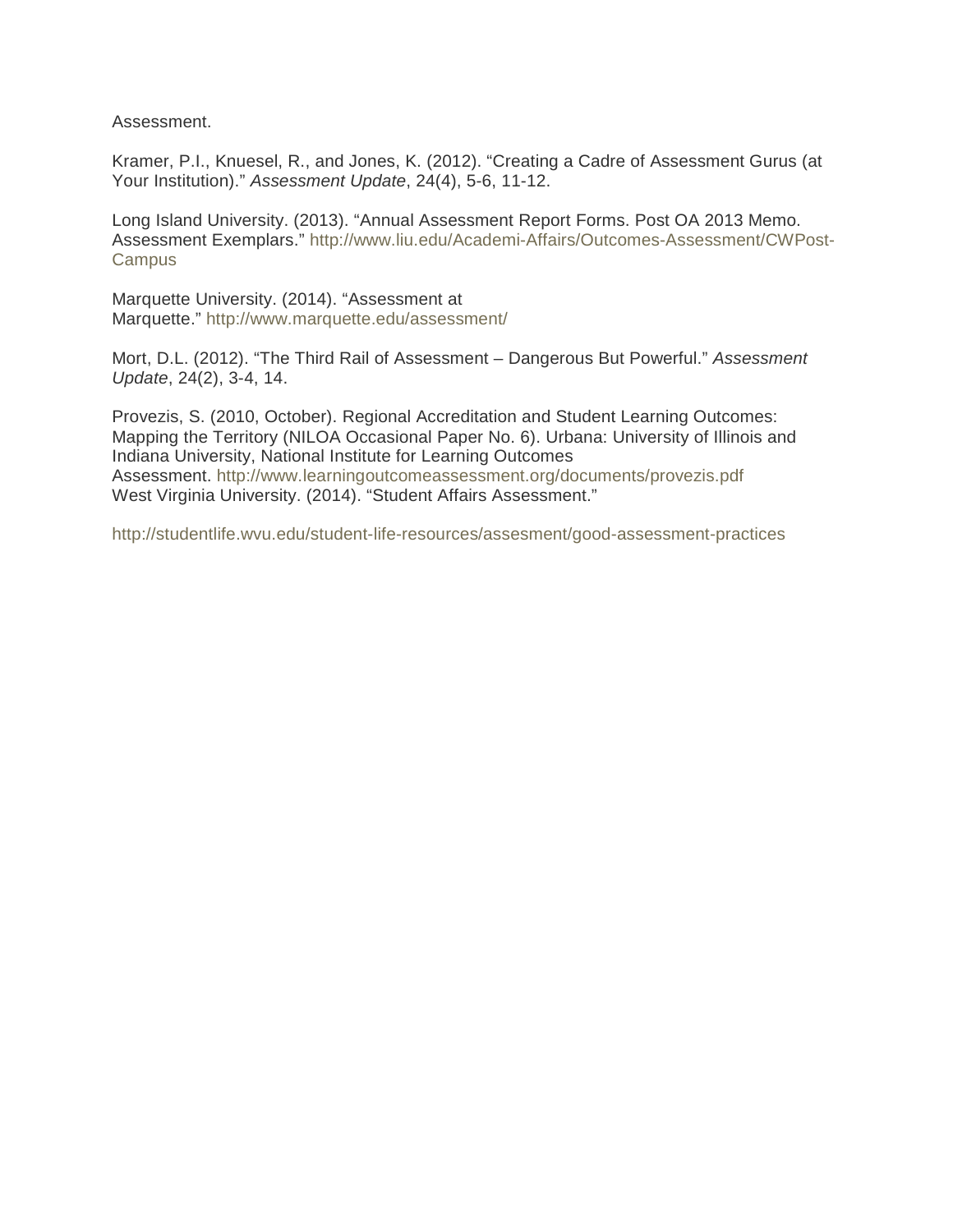Assessment.

Kramer, P.I., Knuesel, R., and Jones, K. (2012). "Creating a Cadre of Assessment Gurus (at Your Institution)." *Assessment Update*, 24(4), 5-6, 11-12.

Long Island University. (2013). "Annual Assessment Report Forms. Post OA 2013 Memo. Assessment Exemplars." http://www.liu.edu/Academi-Affairs/Outcomes-Assessment/CWPost-Campus

Marquette University. (2014). "Assessment at Marquette." http://www.marquette.edu/assessment/

Mort, D.L. (2012). "The Third Rail of Assessment – Dangerous But Powerful." *Assessment Update*, 24(2), 3-4, 14.

Provezis, S. (2010, October). Regional Accreditation and Student Learning Outcomes: Mapping the Territory (NILOA Occasional Paper No. 6). Urbana: University of Illinois and Indiana University, National Institute for Learning Outcomes Assessment. http://www.learningoutcomeassessment.org/documents/provezis.pdf
West Virginia University. (2014). "Student Affairs Assessment."

http://studentlife.wvu.edu/student-life-resources/assesment/good-assessment-practices